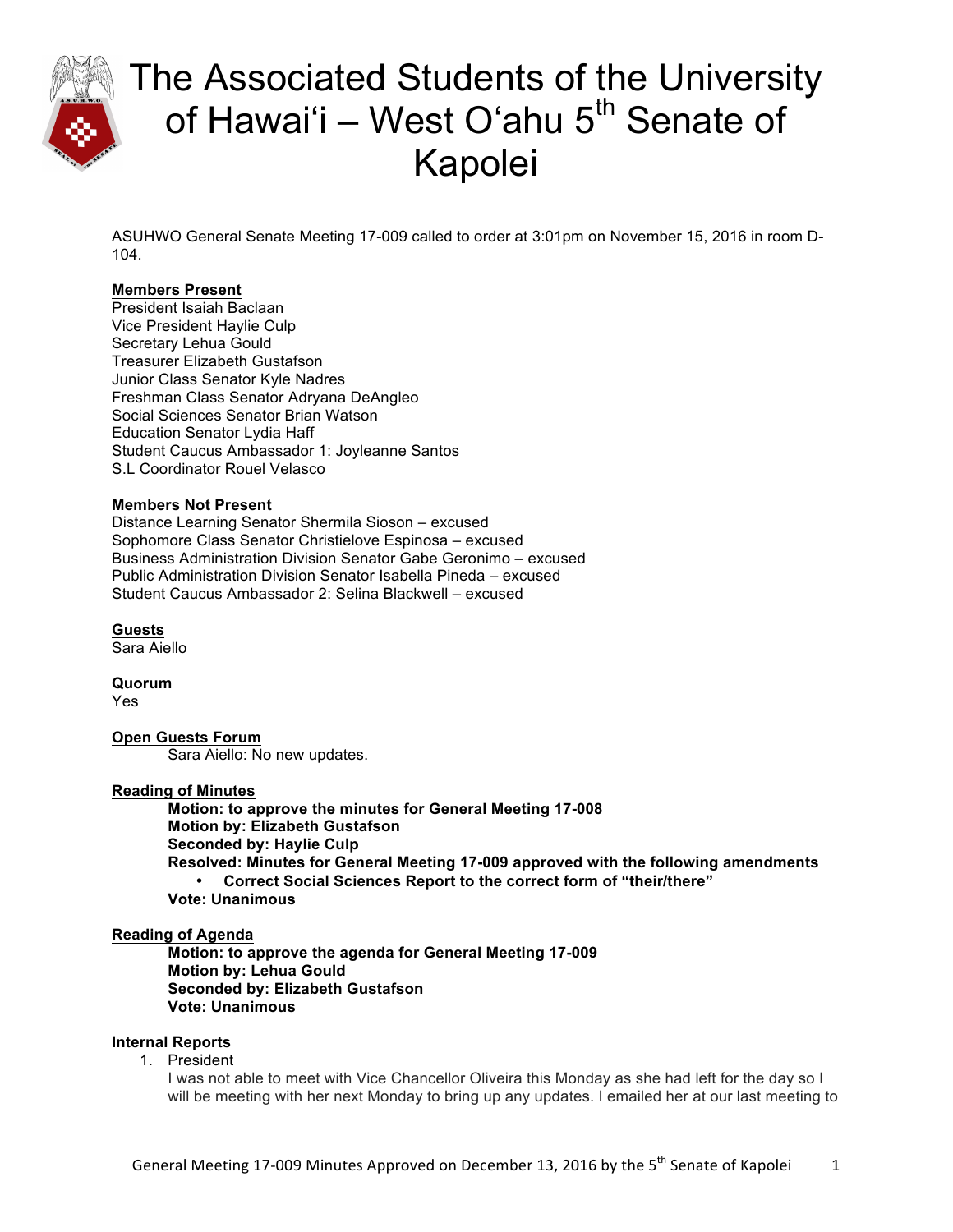# The Associated Students of the University of Hawai'i – West O'ahu 5th Senate of Kapolei

ASUHWO General Senate Meeting 17-009 called to order at 3:01pm on November 15, 2016 in room D-104.

**Members Present**

President Isaiah Baclaan
Vice President Haylie Culp
Secretary Lehua Gould
Treasurer Elizabeth Gustafson
Junior Class Senator Kyle Nadres
Freshman Class Senator Adryana DeAngleo
Social Sciences Senator Brian Watson
Education Senator Lydia Haff
Student Caucus Ambassador 1: Joyleanne Santos
S.L Coordinator Rouel Velasco

**Members Not Present**

Distance Learning Senator Shermila Sioson – excused
Sophomore Class Senator Christielove Espinosa – excused
Business Administration Division Senator Gabe Geronimo – excused
Public Administration Division Senator Isabella Pineda – excused
Student Caucus Ambassador 2: Selina Blackwell – excused

**Guests**

Sara Aiello

**Quorum**

Yes

**Open Guests Forum**

Sara Aiello: No new updates.

**Reading of Minutes**

**Motion: to approve the minutes for General Meeting 17-008**
**Motion by: Elizabeth Gustafson**
**Seconded by: Haylie Culp**
**Resolved: Minutes for General Meeting 17-009 approved with the following amendments**

- **Correct Social Sciences Report to the correct form of "their/there"**

**Vote: Unanimous**

**Reading of Agenda**

**Motion: to approve the agenda for General Meeting 17-009**
**Motion by: Lehua Gould**
**Seconded by: Elizabeth Gustafson**
**Vote: Unanimous**

**Internal Reports**

1. President

   I was not able to meet with Vice Chancellor Oliveira this Monday as she had left for the day so I will be meeting with her next Monday to bring up any updates. I emailed her at our last meeting to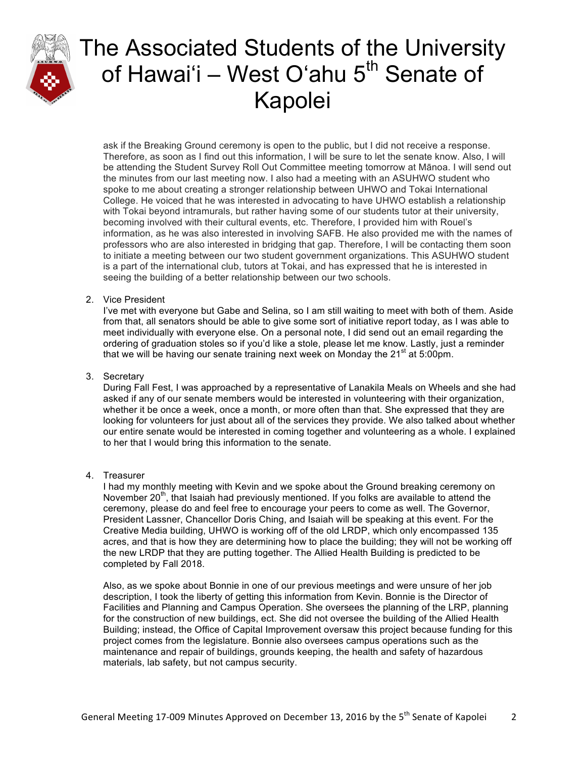ask if the Breaking Ground ceremony is open to the public, but I did not receive a response. Therefore, as soon as I find out this information, I will be sure to let the senate know. Also, I will be attending the Student Survey Roll Out Committee meeting tomorrow at Mānoa. I will send out the minutes from our last meeting now. I also had a meeting with an ASUHWO student who spoke to me about creating a stronger relationship between UHWO and Tokai International College. He voiced that he was interested in advocating to have UHWO establish a relationship with Tokai beyond intramurals, but rather having some of our students tutor at their university, becoming involved with their cultural events, etc. Therefore, I provided him with Rouel's information, as he was also interested in involving SAFB. He also provided me with the names of professors who are also interested in bridging that gap. Therefore, I will be contacting them soon to initiate a meeting between our two student government organizations. This ASUHWO student is a part of the international club, tutors at Tokai, and has expressed that he is interested in seeing the building of a better relationship between our two schools.

2. Vice President
   I've met with everyone but Gabe and Selina, so I am still waiting to meet with both of them. Aside from that, all senators should be able to give some sort of initiative report today, as I was able to meet individually with everyone else. On a personal note, I did send out an email regarding the ordering of graduation stoles so if you'd like a stole, please let me know. Lastly, just a reminder that we will be having our senate training next week on Monday the 21st at 5:00pm.

3. Secretary
   During Fall Fest, I was approached by a representative of Lanakila Meals on Wheels and she had asked if any of our senate members would be interested in volunteering with their organization, whether it be once a week, once a month, or more often than that. She expressed that they are looking for volunteers for just about all of the services they provide. We also talked about whether our entire senate would be interested in coming together and volunteering as a whole. I explained to her that I would bring this information to the senate.

4. Treasurer
   I had my monthly meeting with Kevin and we spoke about the Ground breaking ceremony on November 20th, that Isaiah had previously mentioned. If you folks are available to attend the ceremony, please do and feel free to encourage your peers to come as well. The Governor, President Lassner, Chancellor Doris Ching, and Isaiah will be speaking at this event. For the Creative Media building, UHWO is working off of the old LRDP, which only encompassed 135 acres, and that is how they are determining how to place the building; they will not be working off the new LRDP that they are putting together. The Allied Health Building is predicted to be completed by Fall 2018.

   Also, as we spoke about Bonnie in one of our previous meetings and were unsure of her job description, I took the liberty of getting this information from Kevin. Bonnie is the Director of Facilities and Planning and Campus Operation. She oversees the planning of the LRP, planning for the construction of new buildings, ect. She did not oversee the building of the Allied Health Building; instead, the Office of Capital Improvement oversaw this project because funding for this project comes from the legislature. Bonnie also oversees campus operations such as the maintenance and repair of buildings, grounds keeping, the health and safety of hazardous materials, lab safety, but not campus security.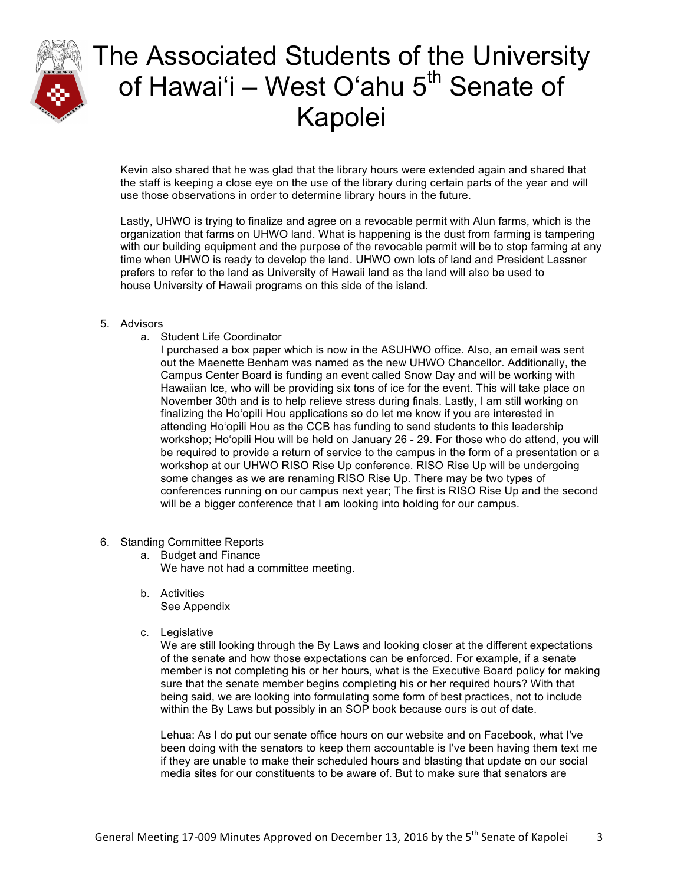Kevin also shared that he was glad that the library hours were extended again and shared that the staff is keeping a close eye on the use of the library during certain parts of the year and will use those observations in order to determine library hours in the future.

Lastly, UHWO is trying to finalize and agree on a revocable permit with Alun farms, which is the organization that farms on UHWO land. What is happening is the dust from farming is tampering with our building equipment and the purpose of the revocable permit will be to stop farming at any time when UHWO is ready to develop the land. UHWO own lots of land and President Lassner prefers to refer to the land as University of Hawaii land as the land will also be used to house University of Hawaii programs on this side of the island.

5. Advisors
   a. Student Life Coordinator
      I purchased a box paper which is now in the ASUHWO office. Also, an email was sent out the Maenette Benham was named as the new UHWO Chancellor. Additionally, the Campus Center Board is funding an event called Snow Day and will be working with Hawaiian Ice, who will be providing six tons of ice for the event. This will take place on November 30th and is to help relieve stress during finals. Lastly, I am still working on finalizing the Ho'opili Hou applications so do let me know if you are interested in attending Ho'opili Hou as the CCB has funding to send students to this leadership workshop; Ho'opili Hou will be held on January 26 - 29. For those who do attend, you will be required to provide a return of service to the campus in the form of a presentation or a workshop at our UHWO RISO Rise Up conference. RISO Rise Up will be undergoing some changes as we are renaming RISO Rise Up. There may be two types of conferences running on our campus next year; The first is RISO Rise Up and the second will be a bigger conference that I am looking into holding for our campus.

6. Standing Committee Reports
   a. Budget and Finance
      We have not had a committee meeting.

   b. Activities
      See Appendix

   c. Legislative
      We are still looking through the By Laws and looking closer at the different expectations of the senate and how those expectations can be enforced. For example, if a senate member is not completing his or her hours, what is the Executive Board policy for making sure that the senate member begins completing his or her required hours? With that being said, we are looking into formulating some form of best practices, not to include within the By Laws but possibly in an SOP book because ours is out of date.

      Lehua: As I do put our senate office hours on our website and on Facebook, what I've been doing with the senators to keep them accountable is I've been having them text me if they are unable to make their scheduled hours and blasting that update on our social media sites for our constituents to be aware of. But to make sure that senators are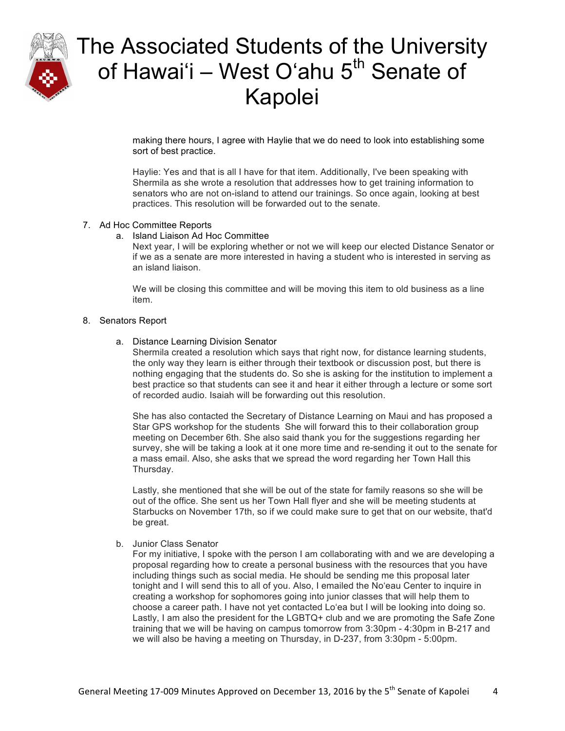making there hours, I agree with Haylie that we do need to look into establishing some sort of best practice.

Haylie: Yes and that is all I have for that item. Additionally, I've been speaking with Shermila as she wrote a resolution that addresses how to get training information to senators who are not on-island to attend our trainings. So once again, looking at best practices. This resolution will be forwarded out to the senate.

7. Ad Hoc Committee Reports
   a. Island Liaison Ad Hoc Committee
      Next year, I will be exploring whether or not we will keep our elected Distance Senator or if we as a senate are more interested in having a student who is interested in serving as an island liaison.

      We will be closing this committee and will be moving this item to old business as a line item.

8. Senators Report

   a. Distance Learning Division Senator
      Shermila created a resolution which says that right now, for distance learning students, the only way they learn is either through their textbook or discussion post, but there is nothing engaging that the students do. So she is asking for the institution to implement a best practice so that students can see it and hear it either through a lecture or some sort of recorded audio. Isaiah will be forwarding out this resolution.

      She has also contacted the Secretary of Distance Learning on Maui and has proposed a Star GPS workshop for the students She will forward this to their collaboration group meeting on December 6th. She also said thank you for the suggestions regarding her survey, she will be taking a look at it one more time and re-sending it out to the senate for a mass email. Also, she asks that we spread the word regarding her Town Hall this Thursday.

      Lastly, she mentioned that she will be out of the state for family reasons so she will be out of the office. She sent us her Town Hall flyer and she will be meeting students at Starbucks on November 17th, so if we could make sure to get that on our website, that'd be great.

   b. Junior Class Senator
      For my initiative, I spoke with the person I am collaborating with and we are developing a proposal regarding how to create a personal business with the resources that you have including things such as social media. He should be sending me this proposal later tonight and I will send this to all of you. Also, I emailed the Noʻeau Center to inquire in creating a workshop for sophomores going into junior classes that will help them to choose a career path. I have not yet contacted Loʻea but I will be looking into doing so. Lastly, I am also the president for the LGBTQ+ club and we are promoting the Safe Zone training that we will be having on campus tomorrow from 3:30pm - 4:30pm in B-217 and we will also be having a meeting on Thursday, in D-237, from 3:30pm - 5:00pm.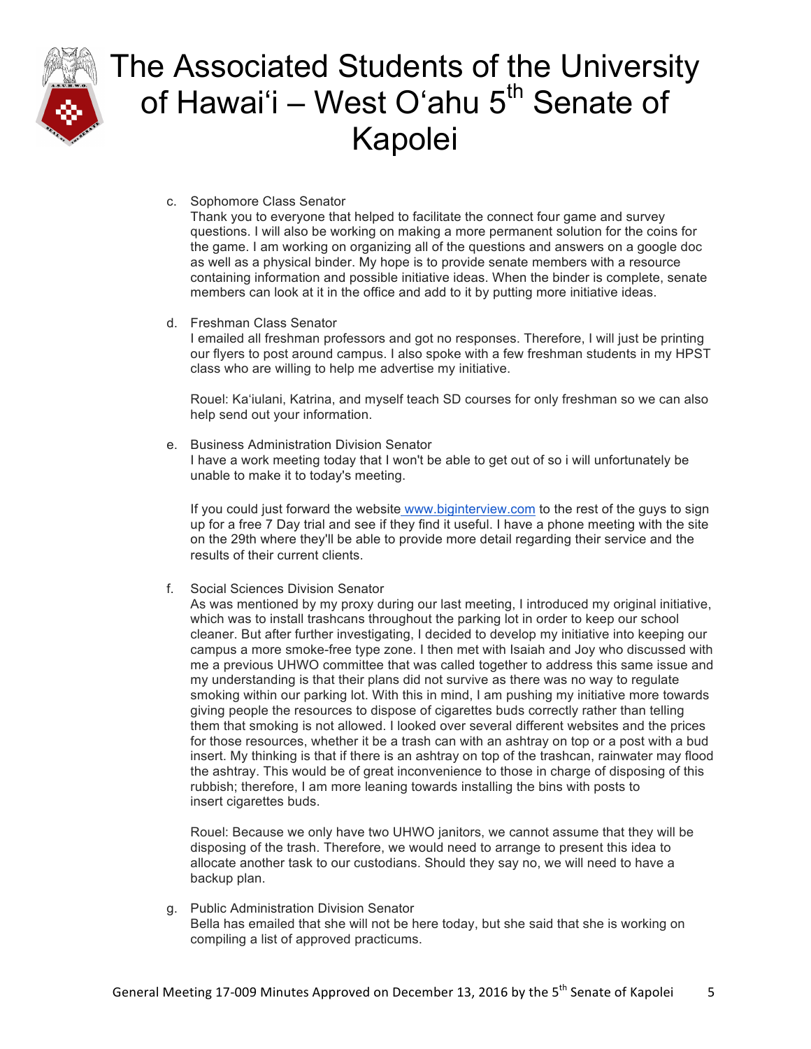c. Sophomore Class Senator
   Thank you to everyone that helped to facilitate the connect four game and survey questions. I will also be working on making a more permanent solution for the coins for the game. I am working on organizing all of the questions and answers on a google doc as well as a physical binder. My hope is to provide senate members with a resource containing information and possible initiative ideas. When the binder is complete, senate members can look at it in the office and add to it by putting more initiative ideas.

d. Freshman Class Senator
   I emailed all freshman professors and got no responses. Therefore, I will just be printing our flyers to post around campus. I also spoke with a few freshman students in my HPST class who are willing to help me advertise my initiative.

   Rouel: Ka'iulani, Katrina, and myself teach SD courses for only freshman so we can also help send out your information.

e. Business Administration Division Senator
   I have a work meeting today that I won't be able to get out of so i will unfortunately be unable to make it to today's meeting.

   If you could just forward the website www.biginterview.com to the rest of the guys to sign up for a free 7 Day trial and see if they find it useful. I have a phone meeting with the site on the 29th where they'll be able to provide more detail regarding their service and the results of their current clients.

f. Social Sciences Division Senator
   As was mentioned by my proxy during our last meeting, I introduced my original initiative, which was to install trashcans throughout the parking lot in order to keep our school cleaner. But after further investigating, I decided to develop my initiative into keeping our campus a more smoke-free type zone. I then met with Isaiah and Joy who discussed with me a previous UHWO committee that was called together to address this same issue and my understanding is that their plans did not survive as there was no way to regulate smoking within our parking lot. With this in mind, I am pushing my initiative more towards giving people the resources to dispose of cigarettes buds correctly rather than telling them that smoking is not allowed. I looked over several different websites and the prices for those resources, whether it be a trash can with an ashtray on top or a post with a bud insert. My thinking is that if there is an ashtray on top of the trashcan, rainwater may flood the ashtray. This would be of great inconvenience to those in charge of disposing of this rubbish; therefore, I am more leaning towards installing the bins with posts to insert cigarettes buds.

   Rouel: Because we only have two UHWO janitors, we cannot assume that they will be disposing of the trash. Therefore, we would need to arrange to present this idea to allocate another task to our custodians. Should they say no, we will need to have a backup plan.

g. Public Administration Division Senator
   Bella has emailed that she will not be here today, but she said that she is working on compiling a list of approved practicums.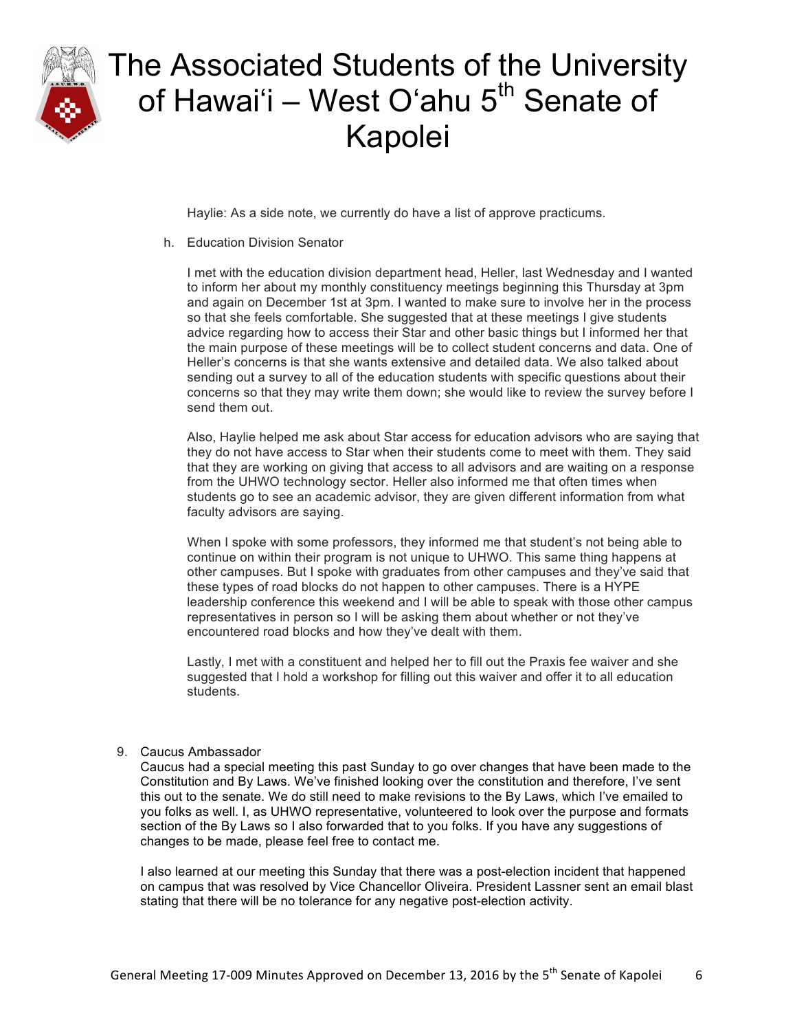Haylie: As a side note, we currently do have a list of approve practicums.

h. Education Division Senator

I met with the education division department head, Heller, last Wednesday and I wanted to inform her about my monthly constituency meetings beginning this Thursday at 3pm and again on December 1st at 3pm. I wanted to make sure to involve her in the process so that she feels comfortable. She suggested that at these meetings I give students advice regarding how to access their Star and other basic things but I informed her that the main purpose of these meetings will be to collect student concerns and data. One of Heller's concerns is that she wants extensive and detailed data. We also talked about sending out a survey to all of the education students with specific questions about their concerns so that they may write them down; she would like to review the survey before I send them out.

Also, Haylie helped me ask about Star access for education advisors who are saying that they do not have access to Star when their students come to meet with them. They said that they are working on giving that access to all advisors and are waiting on a response from the UHWO technology sector. Heller also informed me that often times when students go to see an academic advisor, they are given different information from what faculty advisors are saying.

When I spoke with some professors, they informed me that student's not being able to continue on within their program is not unique to UHWO. This same thing happens at other campuses. But I spoke with graduates from other campuses and they've said that these types of road blocks do not happen to other campuses. There is a HYPE leadership conference this weekend and I will be able to speak with those other campus representatives in person so I will be asking them about whether or not they've encountered road blocks and how they've dealt with them.

Lastly, I met with a constituent and helped her to fill out the Praxis fee waiver and she suggested that I hold a workshop for filling out this waiver and offer it to all education students.

9. Caucus Ambassador

Caucus had a special meeting this past Sunday to go over changes that have been made to the Constitution and By Laws. We've finished looking over the constitution and therefore, I've sent this out to the senate. We do still need to make revisions to the By Laws, which I've emailed to you folks as well. I, as UHWO representative, volunteered to look over the purpose and formats section of the By Laws so I also forwarded that to you folks. If you have any suggestions of changes to be made, please feel free to contact me.

I also learned at our meeting this Sunday that there was a post-election incident that happened on campus that was resolved by Vice Chancellor Oliveira. President Lassner sent an email blast stating that there will be no tolerance for any negative post-election activity.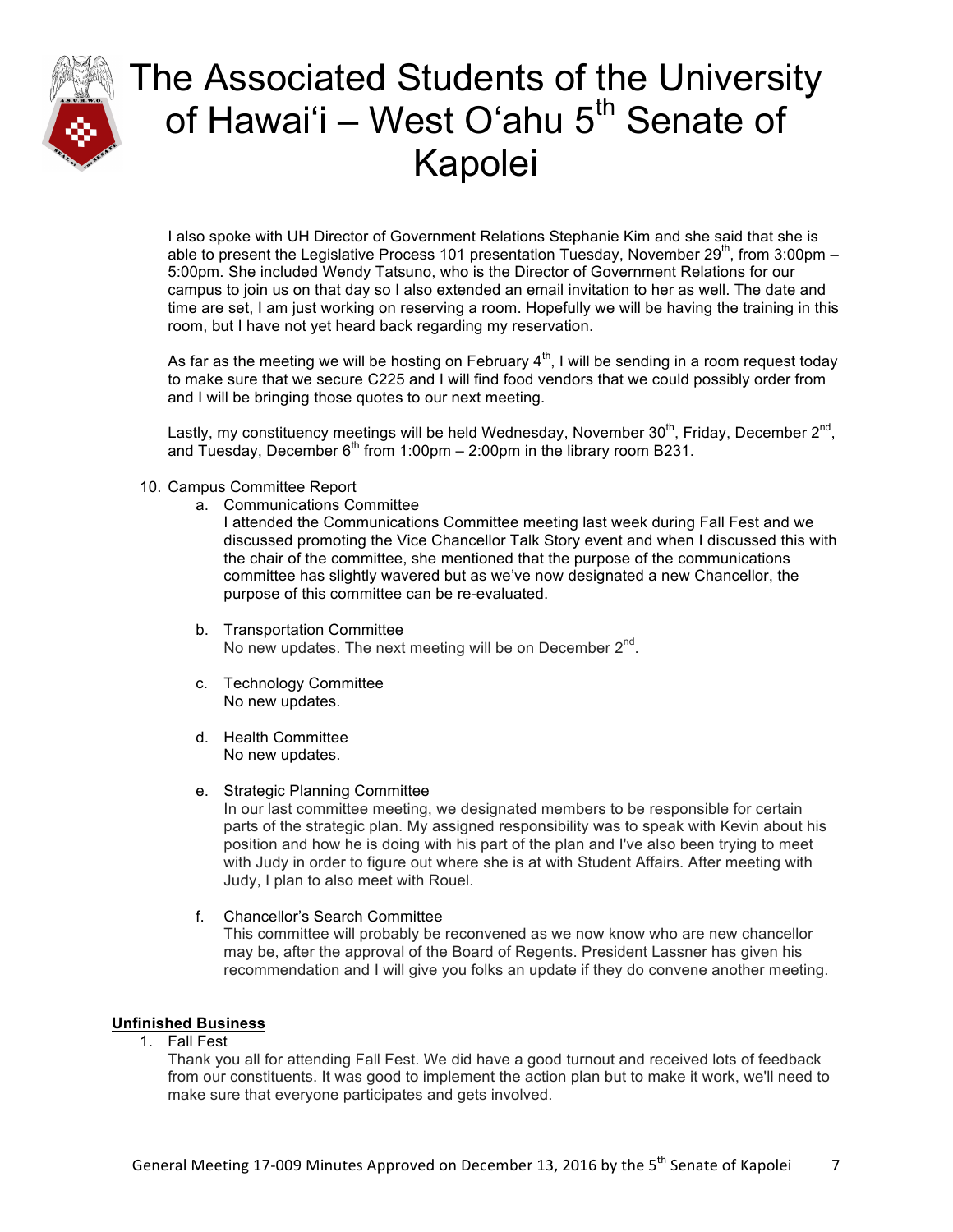I also spoke with UH Director of Government Relations Stephanie Kim and she said that she is able to present the Legislative Process 101 presentation Tuesday, November 29th, from 3:00pm – 5:00pm. She included Wendy Tatsuno, who is the Director of Government Relations for our campus to join us on that day so I also extended an email invitation to her as well. The date and time are set, I am just working on reserving a room. Hopefully we will be having the training in this room, but I have not yet heard back regarding my reservation.

As far as the meeting we will be hosting on February 4th, I will be sending in a room request today to make sure that we secure C225 and I will find food vendors that we could possibly order from and I will be bringing those quotes to our next meeting.

Lastly, my constituency meetings will be held Wednesday, November 30th, Friday, December 2nd, and Tuesday, December 6th from 1:00pm – 2:00pm in the library room B231.

10. Campus Committee Report
    a. Communications Committee
       I attended the Communications Committee meeting last week during Fall Fest and we discussed promoting the Vice Chancellor Talk Story event and when I discussed this with the chair of the committee, she mentioned that the purpose of the communications committee has slightly wavered but as we've now designated a new Chancellor, the purpose of this committee can be re-evaluated.

    b. Transportation Committee
       No new updates. The next meeting will be on December 2nd.

    c. Technology Committee
       No new updates.

    d. Health Committee
       No new updates.

    e. Strategic Planning Committee
       In our last committee meeting, we designated members to be responsible for certain parts of the strategic plan. My assigned responsibility was to speak with Kevin about his position and how he is doing with his part of the plan and I've also been trying to meet with Judy in order to figure out where she is at with Student Affairs. After meeting with Judy, I plan to also meet with Rouel.

    f. Chancellor's Search Committee
       This committee will probably be reconvened as we now know who are new chancellor may be, after the approval of the Board of Regents. President Lassner has given his recommendation and I will give you folks an update if they do convene another meeting.

**Unfinished Business**

1. Fall Fest
   Thank you all for attending Fall Fest. We did have a good turnout and received lots of feedback from our constituents. It was good to implement the action plan but to make it work, we'll need to make sure that everyone participates and gets involved.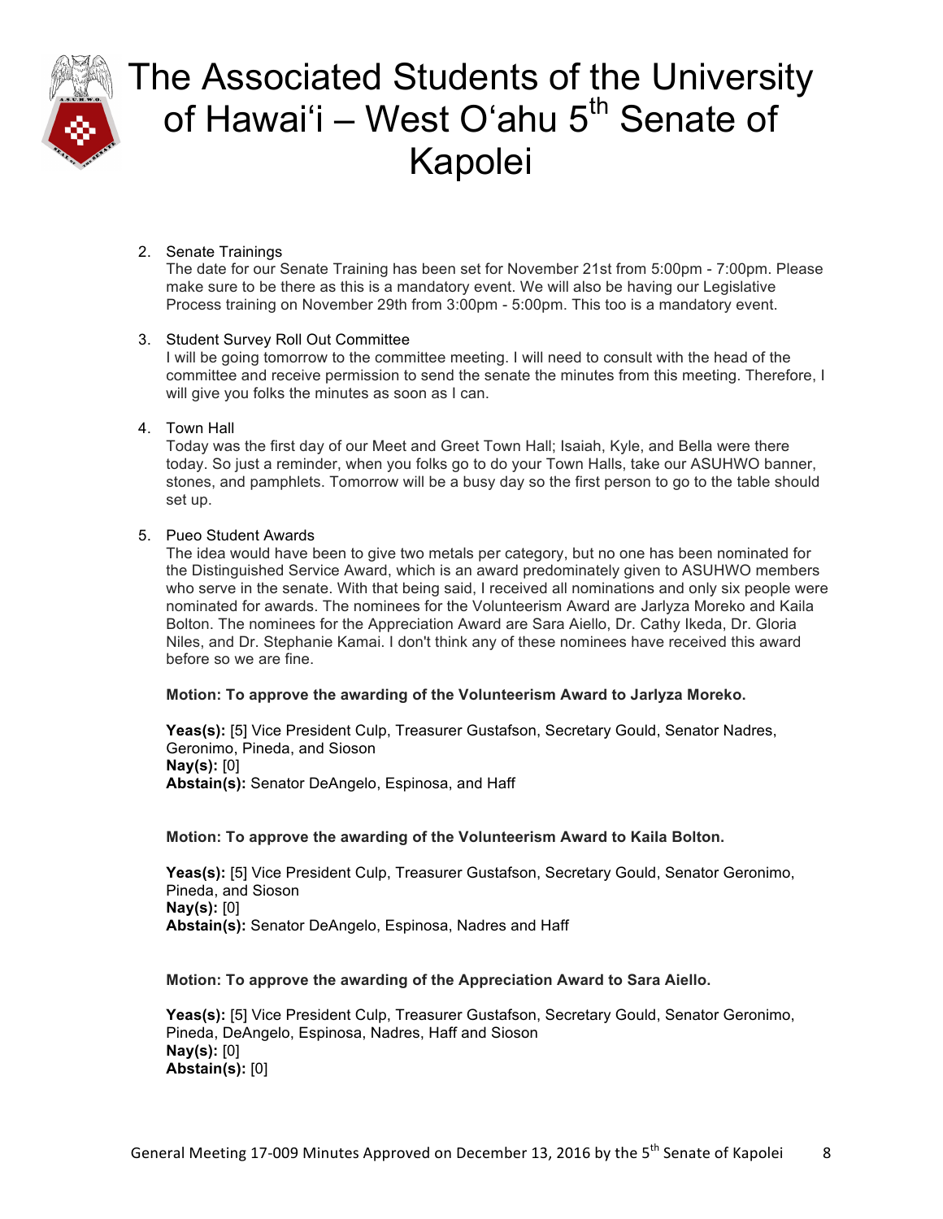2. Senate Trainings
   The date for our Senate Training has been set for November 21st from 5:00pm - 7:00pm. Please make sure to be there as this is a mandatory event. We will also be having our Legislative Process training on November 29th from 3:00pm - 5:00pm. This too is a mandatory event.

3. Student Survey Roll Out Committee
   I will be going tomorrow to the committee meeting. I will need to consult with the head of the committee and receive permission to send the senate the minutes from this meeting. Therefore, I will give you folks the minutes as soon as I can.

4. Town Hall
   Today was the first day of our Meet and Greet Town Hall; Isaiah, Kyle, and Bella were there today. So just a reminder, when you folks go to do your Town Halls, take our ASUHWO banner, stones, and pamphlets. Tomorrow will be a busy day so the first person to go to the table should set up.

5. Pueo Student Awards
   The idea would have been to give two metals per category, but no one has been nominated for the Distinguished Service Award, which is an award predominately given to ASUHWO members who serve in the senate. With that being said, I received all nominations and only six people were nominated for awards. The nominees for the Volunteerism Award are Jarlyza Moreko and Kaila Bolton. The nominees for the Appreciation Award are Sara Aiello, Dr. Cathy Ikeda, Dr. Gloria Niles, and Dr. Stephanie Kamai. I don't think any of these nominees have received this award before so we are fine.

   **Motion: To approve the awarding of the Volunteerism Award to Jarlyza Moreko.**

   **Yeas(s):** [5] Vice President Culp, Treasurer Gustafson, Secretary Gould, Senator Nadres, Geronimo, Pineda, and Sioson
   **Nay(s):** [0]
   **Abstain(s):** Senator DeAngelo, Espinosa, and Haff

   **Motion: To approve the awarding of the Volunteerism Award to Kaila Bolton.**

   **Yeas(s):** [5] Vice President Culp, Treasurer Gustafson, Secretary Gould, Senator Geronimo, Pineda, and Sioson
   **Nay(s):** [0]
   **Abstain(s):** Senator DeAngelo, Espinosa, Nadres and Haff

   **Motion: To approve the awarding of the Appreciation Award to Sara Aiello.**

   **Yeas(s):** [5] Vice President Culp, Treasurer Gustafson, Secretary Gould, Senator Geronimo, Pineda, DeAngelo, Espinosa, Nadres, Haff and Sioson
   **Nay(s):** [0]
   **Abstain(s):** [0]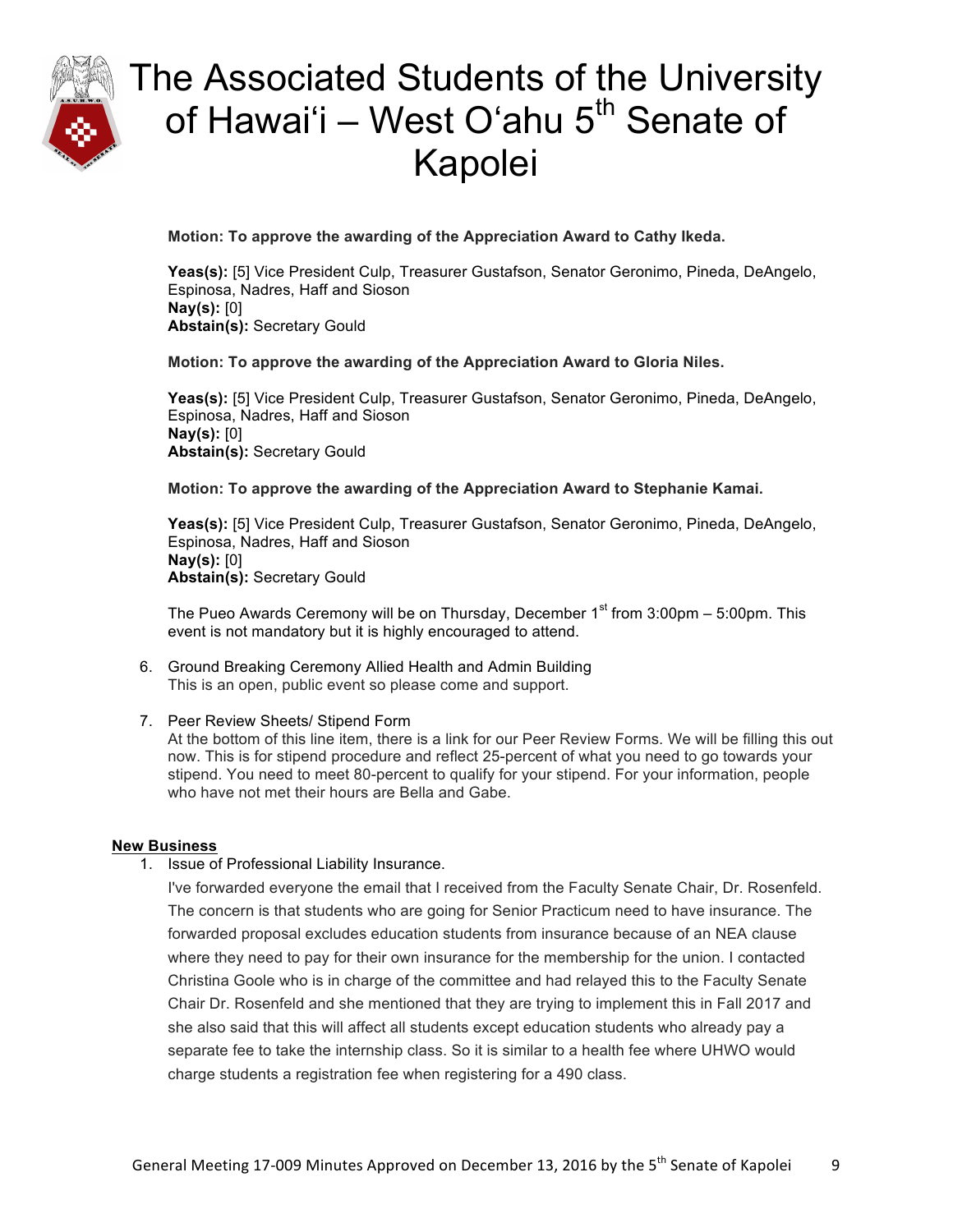**Motion: To approve the awarding of the Appreciation Award to Cathy Ikeda.**

**Yeas(s):** [5] Vice President Culp, Treasurer Gustafson, Senator Geronimo, Pineda, DeAngelo, Espinosa, Nadres, Haff and Sioson
**Nay(s):** [0]
**Abstain(s):** Secretary Gould

**Motion: To approve the awarding of the Appreciation Award to Gloria Niles.**

**Yeas(s):** [5] Vice President Culp, Treasurer Gustafson, Senator Geronimo, Pineda, DeAngelo, Espinosa, Nadres, Haff and Sioson
**Nay(s):** [0]
**Abstain(s):** Secretary Gould

**Motion: To approve the awarding of the Appreciation Award to Stephanie Kamai.**

**Yeas(s):** [5] Vice President Culp, Treasurer Gustafson, Senator Geronimo, Pineda, DeAngelo, Espinosa, Nadres, Haff and Sioson
**Nay(s):** [0]
**Abstain(s):** Secretary Gould

The Pueo Awards Ceremony will be on Thursday, December 1st from 3:00pm – 5:00pm. This event is not mandatory but it is highly encouraged to attend.

6. Ground Breaking Ceremony Allied Health and Admin Building
   This is an open, public event so please come and support.

7. Peer Review Sheets/ Stipend Form
   At the bottom of this line item, there is a link for our Peer Review Forms. We will be filling this out now. This is for stipend procedure and reflect 25-percent of what you need to go towards your stipend. You need to meet 80-percent to qualify for your stipend. For your information, people who have not met their hours are Bella and Gabe.

**New Business**

1. Issue of Professional Liability Insurance.
   I've forwarded everyone the email that I received from the Faculty Senate Chair, Dr. Rosenfeld. The concern is that students who are going for Senior Practicum need to have insurance. The forwarded proposal excludes education students from insurance because of an NEA clause where they need to pay for their own insurance for the membership for the union. I contacted Christina Goole who is in charge of the committee and had relayed this to the Faculty Senate Chair Dr. Rosenfeld and she mentioned that they are trying to implement this in Fall 2017 and she also said that this will affect all students except education students who already pay a separate fee to take the internship class. So it is similar to a health fee where UHWO would charge students a registration fee when registering for a 490 class.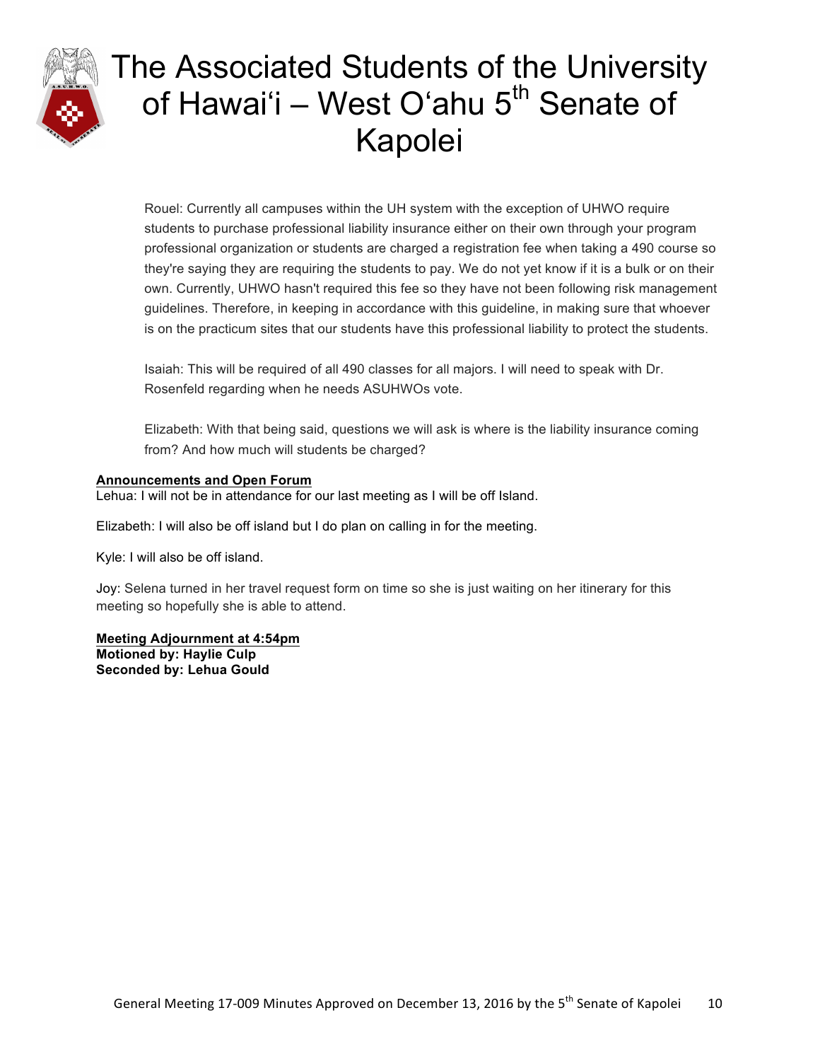Rouel: Currently all campuses within the UH system with the exception of UHWO require students to purchase professional liability insurance either on their own through your program professional organization or students are charged a registration fee when taking a 490 course so they're saying they are requiring the students to pay. We do not yet know if it is a bulk or on their own. Currently, UHWO hasn't required this fee so they have not been following risk management guidelines. Therefore, in keeping in accordance with this guideline, in making sure that whoever is on the practicum sites that our students have this professional liability to protect the students.

Isaiah: This will be required of all 490 classes for all majors. I will need to speak with Dr. Rosenfeld regarding when he needs ASUHWOs vote.

Elizabeth: With that being said, questions we will ask is where is the liability insurance coming from? And how much will students be charged?

**Announcements and Open Forum**

Lehua: I will not be in attendance for our last meeting as I will be off Island.

Elizabeth: I will also be off island but I do plan on calling in for the meeting.

Kyle: I will also be off island.

Joy: Selena turned in her travel request form on time so she is just waiting on her itinerary for this meeting so hopefully she is able to attend.

**Meeting Adjournment at 4:54pm**
**Motioned by: Haylie Culp**
**Seconded by: Lehua Gould**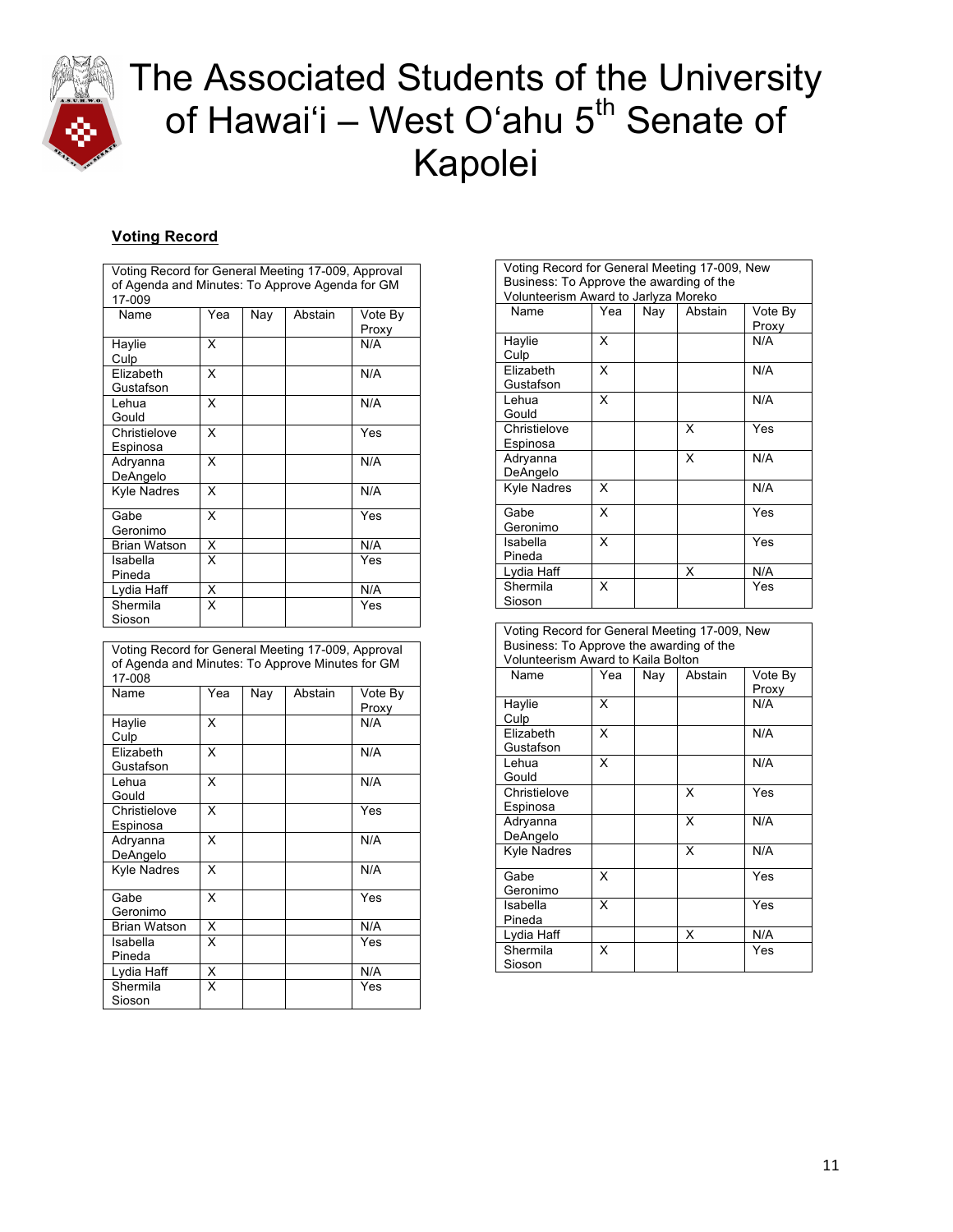# The Associated Students of the University of Hawaiʻi – West Oʻahu 5th Senate of Kapolei

**Voting Record**

| Voting Record for General Meeting 17-009, Approval of Agenda and Minutes: To Approve Agenda for GM 17-009 | | | | |
|---|---|---|---|---|
| Name | Yea | Nay | Abstain | Vote By Proxy |
| Haylie Culp | X | | | N/A |
| Elizabeth Gustafson | X | | | N/A |
| Lehua Gould | X | | | N/A |
| Christielove Espinosa | X | | | Yes |
| Adryanna DeAngelo | X | | | N/A |
| Kyle Nadres | X | | | N/A |
| Gabe Geronimo | X | | | Yes |
| Brian Watson | X | | | N/A |
| Isabella Pineda | X | | | Yes |
| Lydia Haff | X | | | N/A |
| Shermila Sioson | X | | | Yes |

| Voting Record for General Meeting 17-009, Approval of Agenda and Minutes: To Approve Minutes for GM 17-008 | | | | |
|---|---|---|---|---|
| Name | Yea | Nay | Abstain | Vote By Proxy |
| Haylie Culp | X | | | N/A |
| Elizabeth Gustafson | X | | | N/A |
| Lehua Gould | X | | | N/A |
| Christielove Espinosa | X | | | Yes |
| Adryanna DeAngelo | X | | | N/A |
| Kyle Nadres | X | | | N/A |
| Gabe Geronimo | X | | | Yes |
| Brian Watson | X | | | N/A |
| Isabella Pineda | X | | | Yes |
| Lydia Haff | X | | | N/A |
| Shermila Sioson | X | | | Yes |

| Voting Record for General Meeting 17-009, New Business: To Approve the awarding of the Volunteerism Award to Jarlyza Moreko | | | | |
|---|---|---|---|---|
| Name | Yea | Nay | Abstain | Vote By Proxy |
| Haylie Culp | X | | | N/A |
| Elizabeth Gustafson | X | | | N/A |
| Lehua Gould | X | | | N/A |
| Christielove Espinosa | | | X | Yes |
| Adryanna DeAngelo | | | X | N/A |
| Kyle Nadres | X | | | N/A |
| Gabe Geronimo | X | | | Yes |
| Isabella Pineda | X | | | Yes |
| Lydia Haff | | | X | N/A |
| Shermila Sioson | X | | | Yes |

| Voting Record for General Meeting 17-009, New Business: To Approve the awarding of the Volunteerism Award to Kaila Bolton | | | | |
|---|---|---|---|---|
| Name | Yea | Nay | Abstain | Vote By Proxy |
| Haylie Culp | X | | | N/A |
| Elizabeth Gustafson | X | | | N/A |
| Lehua Gould | X | | | N/A |
| Christielove Espinosa | | | X | Yes |
| Adryanna DeAngelo | | | X | N/A |
| Kyle Nadres | | | X | N/A |
| Gabe Geronimo | X | | | Yes |
| Isabella Pineda | X | | | Yes |
| Lydia Haff | | | X | N/A |
| Shermila Sioson | X | | | Yes |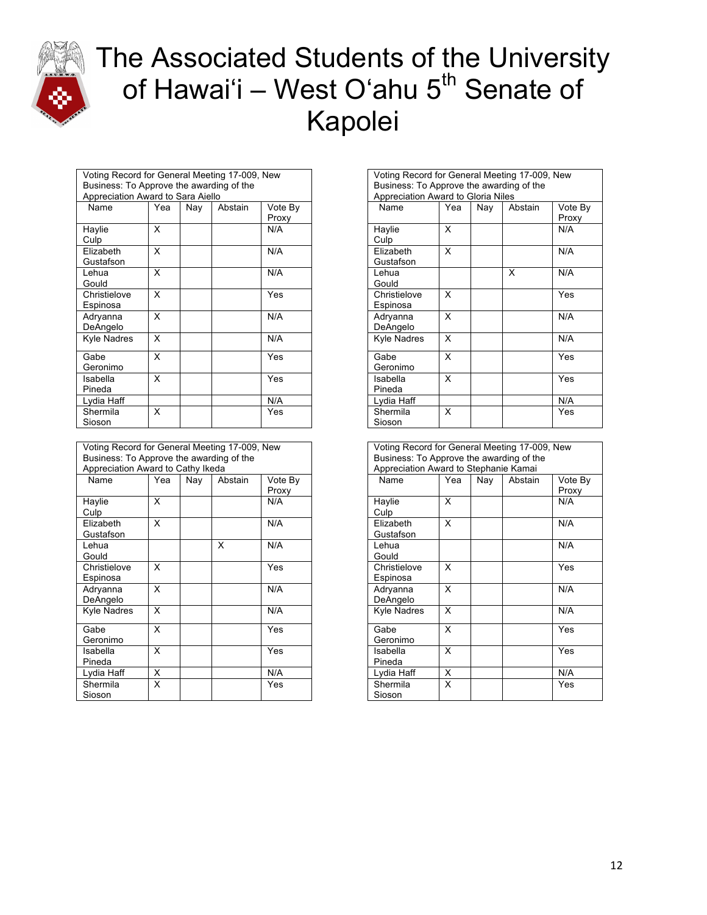# The Associated Students of the University of Hawai'i – West O'ahu 5th Senate of Kapolei

| Voting Record for General Meeting 17-009, New Business: To Approve the awarding of the Appreciation Award to Sara Aiello | | | | |
|---|---|---|---|---|
| Name | Yea | Nay | Abstain | Vote By Proxy |
| Haylie Culp | X | | | N/A |
| Elizabeth Gustafson | X | | | N/A |
| Lehua Gould | X | | | N/A |
| Christielove Espinosa | X | | | Yes |
| Adryanna DeAngelo | X | | | N/A |
| Kyle Nadres | X | | | N/A |
| Gabe Geronimo | X | | | Yes |
| Isabella Pineda | X | | | Yes |
| Lydia Haff | | | | N/A |
| Shermila Sioson | X | | | Yes |

| Voting Record for General Meeting 17-009, New Business: To Approve the awarding of the Appreciation Award to Gloria Niles | | | | |
|---|---|---|---|---|
| Name | Yea | Nay | Abstain | Vote By Proxy |
| Haylie Culp | X | | | N/A |
| Elizabeth Gustafson | X | | | N/A |
| Lehua Gould | | | X | N/A |
| Christielove Espinosa | X | | | Yes |
| Adryanna DeAngelo | X | | | N/A |
| Kyle Nadres | X | | | N/A |
| Gabe Geronimo | X | | | Yes |
| Isabella Pineda | X | | | Yes |
| Lydia Haff | | | | N/A |
| Shermila Sioson | X | | | Yes |

| Voting Record for General Meeting 17-009, New Business: To Approve the awarding of the Appreciation Award to Cathy Ikeda | | | | |
|---|---|---|---|---|
| Name | Yea | Nay | Abstain | Vote By Proxy |
| Haylie Culp | X | | | N/A |
| Elizabeth Gustafson | X | | | N/A |
| Lehua Gould | | | X | N/A |
| Christielove Espinosa | X | | | Yes |
| Adryanna DeAngelo | X | | | N/A |
| Kyle Nadres | X | | | N/A |
| Gabe Geronimo | X | | | Yes |
| Isabella Pineda | X | | | Yes |
| Lydia Haff | X | | | N/A |
| Shermila Sioson | X | | | Yes |

| Voting Record for General Meeting 17-009, New Business: To Approve the awarding of the Appreciation Award to Stephanie Kamai | | | | |
|---|---|---|---|---|
| Name | Yea | Nay | Abstain | Vote By Proxy |
| Haylie Culp | X | | | N/A |
| Elizabeth Gustafson | X | | | N/A |
| Lehua Gould | | | | N/A |
| Christielove Espinosa | X | | | Yes |
| Adryanna DeAngelo | X | | | N/A |
| Kyle Nadres | X | | | N/A |
| Gabe Geronimo | X | | | Yes |
| Isabella Pineda | X | | | Yes |
| Lydia Haff | X | | | N/A |
| Shermila Sioson | X | | | Yes |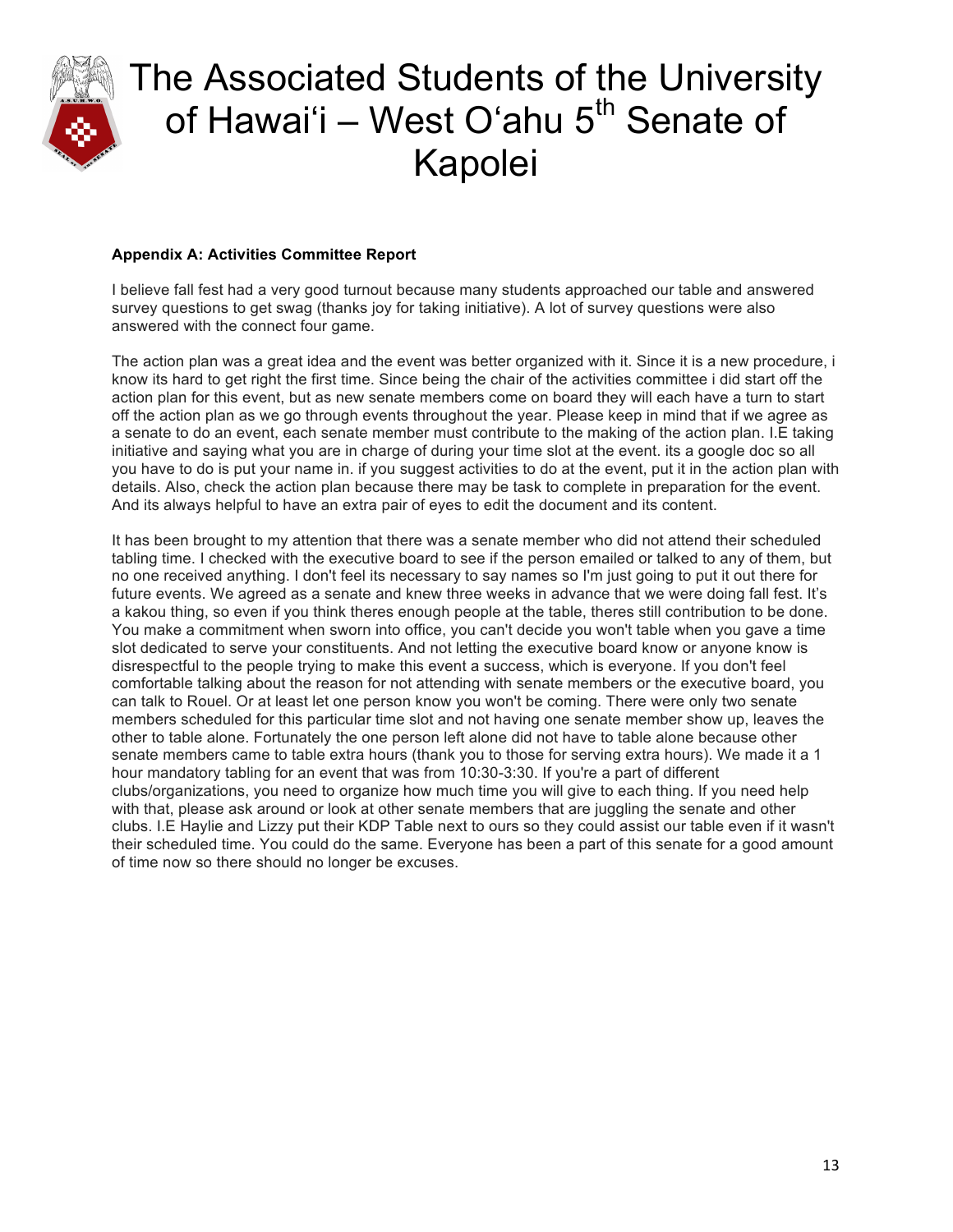## Appendix A: Activities Committee Report

I believe fall fest had a very good turnout because many students approached our table and answered survey questions to get swag (thanks joy for taking initiative). A lot of survey questions were also answered with the connect four game.

The action plan was a great idea and the event was better organized with it. Since it is a new procedure, i know its hard to get right the first time. Since being the chair of the activities committee i did start off the action plan for this event, but as new senate members come on board they will each have a turn to start off the action plan as we go through events throughout the year. Please keep in mind that if we agree as a senate to do an event, each senate member must contribute to the making of the action plan. I.E taking initiative and saying what you are in charge of during your time slot at the event. its a google doc so all you have to do is put your name in. if you suggest activities to do at the event, put it in the action plan with details. Also, check the action plan because there may be task to complete in preparation for the event. And its always helpful to have an extra pair of eyes to edit the document and its content.

It has been brought to my attention that there was a senate member who did not attend their scheduled tabling time. I checked with the executive board to see if the person emailed or talked to any of them, but no one received anything. I don't feel its necessary to say names so I'm just going to put it out there for future events. We agreed as a senate and knew three weeks in advance that we were doing fall fest. It's a kakou thing, so even if you think theres enough people at the table, theres still contribution to be done. You make a commitment when sworn into office, you can't decide you won't table when you gave a time slot dedicated to serve your constituents. And not letting the executive board know or anyone know is disrespectful to the people trying to make this event a success, which is everyone. If you don't feel comfortable talking about the reason for not attending with senate members or the executive board, you can talk to Rouel. Or at least let one person know you won't be coming. There were only two senate members scheduled for this particular time slot and not having one senate member show up, leaves the other to table alone. Fortunately the one person left alone did not have to table alone because other senate members came to table extra hours (thank you to those for serving extra hours). We made it a 1 hour mandatory tabling for an event that was from 10:30-3:30. If you're a part of different clubs/organizations, you need to organize how much time you will give to each thing. If you need help with that, please ask around or look at other senate members that are juggling the senate and other clubs. I.E Haylie and Lizzy put their KDP Table next to ours so they could assist our table even if it wasn't their scheduled time. You could do the same. Everyone has been a part of this senate for a good amount of time now so there should no longer be excuses.